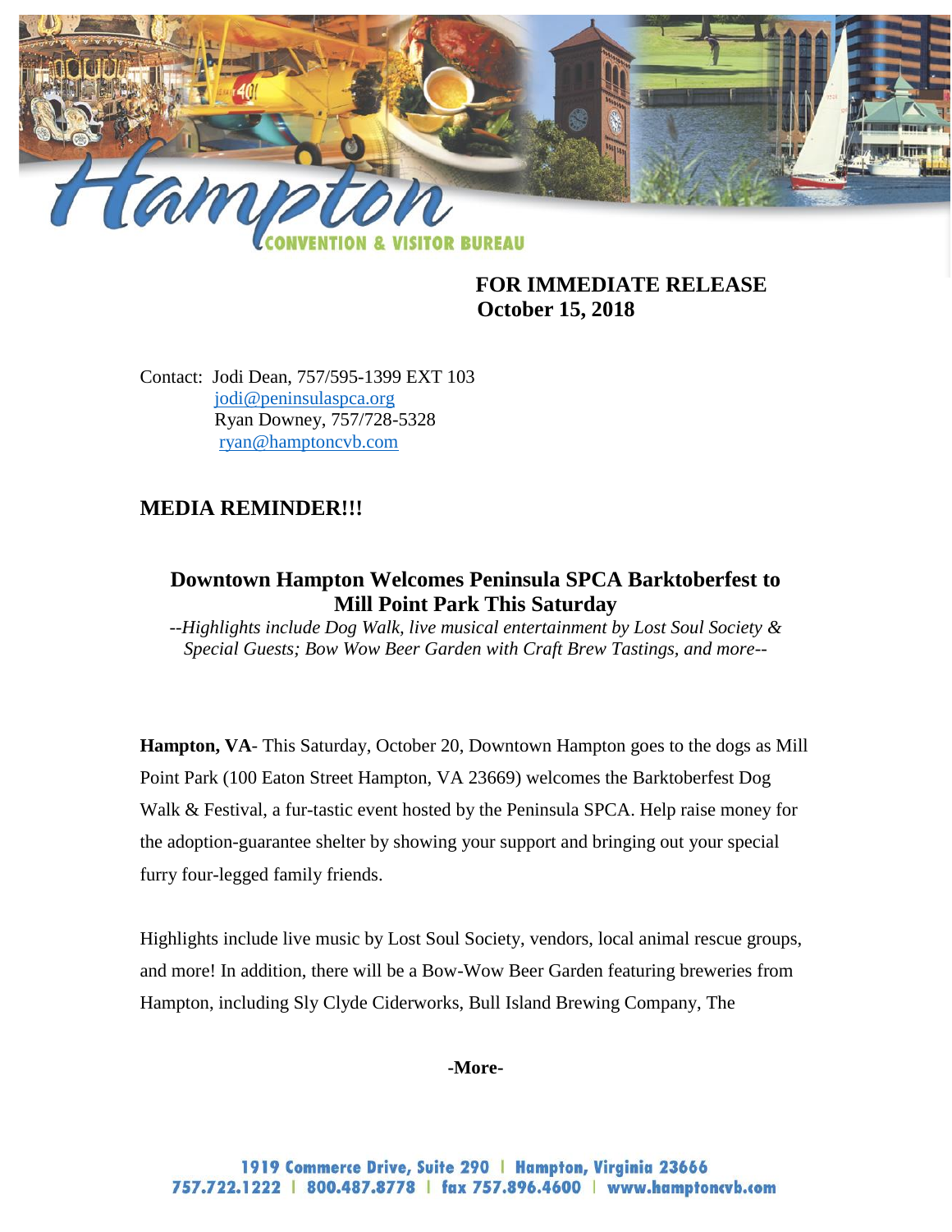**FOR IMMEDIATE RELEASE**
**October 15, 2018**

Contact: Jodi Dean, 757/595-1399 EXT 103
jodi@peninsulaspca.org
Ryan Downey, 757/728-5328
ryan@hamptoncvb.com

## MEDIA REMINDER!!!

### Downtown Hampton Welcomes Peninsula SPCA Barktoberfest to Mill Point Park This Saturday

*--Highlights include Dog Walk, live musical entertainment by Lost Soul Society & Special Guests; Bow Wow Beer Garden with Craft Brew Tastings, and more--*

**Hampton, VA**- This Saturday, October 20, Downtown Hampton goes to the dogs as Mill Point Park (100 Eaton Street Hampton, VA 23669) welcomes the Barktoberfest Dog Walk & Festival, a fur-tastic event hosted by the Peninsula SPCA. Help raise money for the adoption-guarantee shelter by showing your support and bringing out your special furry four-legged family friends.

Highlights include live music by Lost Soul Society, vendors, local animal rescue groups, and more! In addition, there will be a Bow-Wow Beer Garden featuring breweries from Hampton, including Sly Clyde Ciderworks, Bull Island Brewing Company, The

**-More-**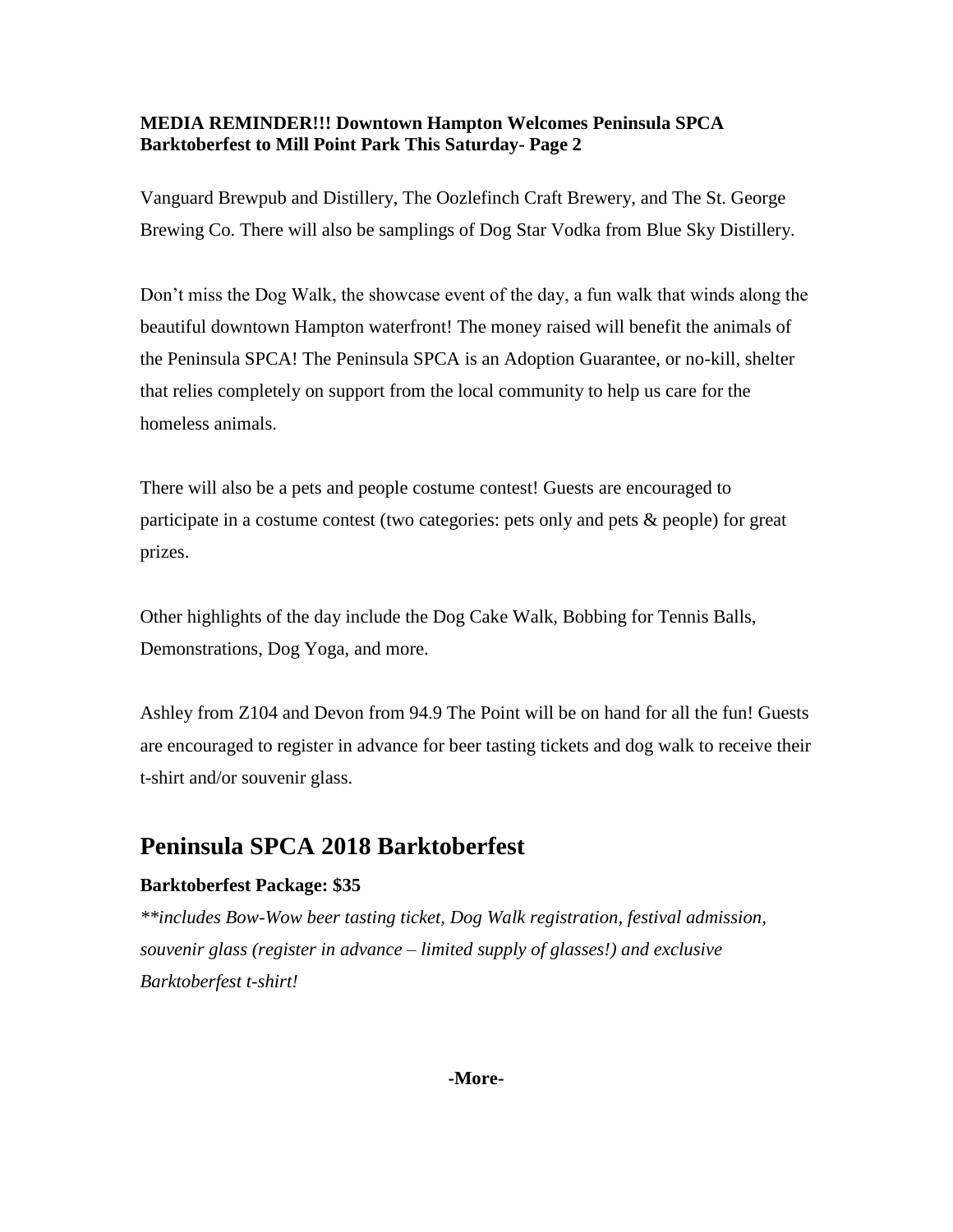**MEDIA REMINDER!!! Downtown Hampton Welcomes Peninsula SPCA Barktoberfest to Mill Point Park This Saturday- Page 2**

Vanguard Brewpub and Distillery, The Oozlefinch Craft Brewery, and The St. George Brewing Co. There will also be samplings of Dog Star Vodka from Blue Sky Distillery.

Don't miss the Dog Walk, the showcase event of the day, a fun walk that winds along the beautiful downtown Hampton waterfront! The money raised will benefit the animals of the Peninsula SPCA! The Peninsula SPCA is an Adoption Guarantee, or no-kill, shelter that relies completely on support from the local community to help us care for the homeless animals.

There will also be a pets and people costume contest! Guests are encouraged to participate in a costume contest (two categories: pets only and pets & people) for great prizes.

Other highlights of the day include the Dog Cake Walk, Bobbing for Tennis Balls, Demonstrations, Dog Yoga, and more.

Ashley from Z104 and Devon from 94.9 The Point will be on hand for all the fun! Guests are encouraged to register in advance for beer tasting tickets and dog walk to receive their t-shirt and/or souvenir glass.

## Peninsula SPCA 2018 Barktoberfest

**Barktoberfest Package: $35**

*\*\*includes Bow-Wow beer tasting ticket, Dog Walk registration, festival admission, souvenir glass (register in advance – limited supply of glasses!) and exclusive Barktoberfest t-shirt!*

**-More-**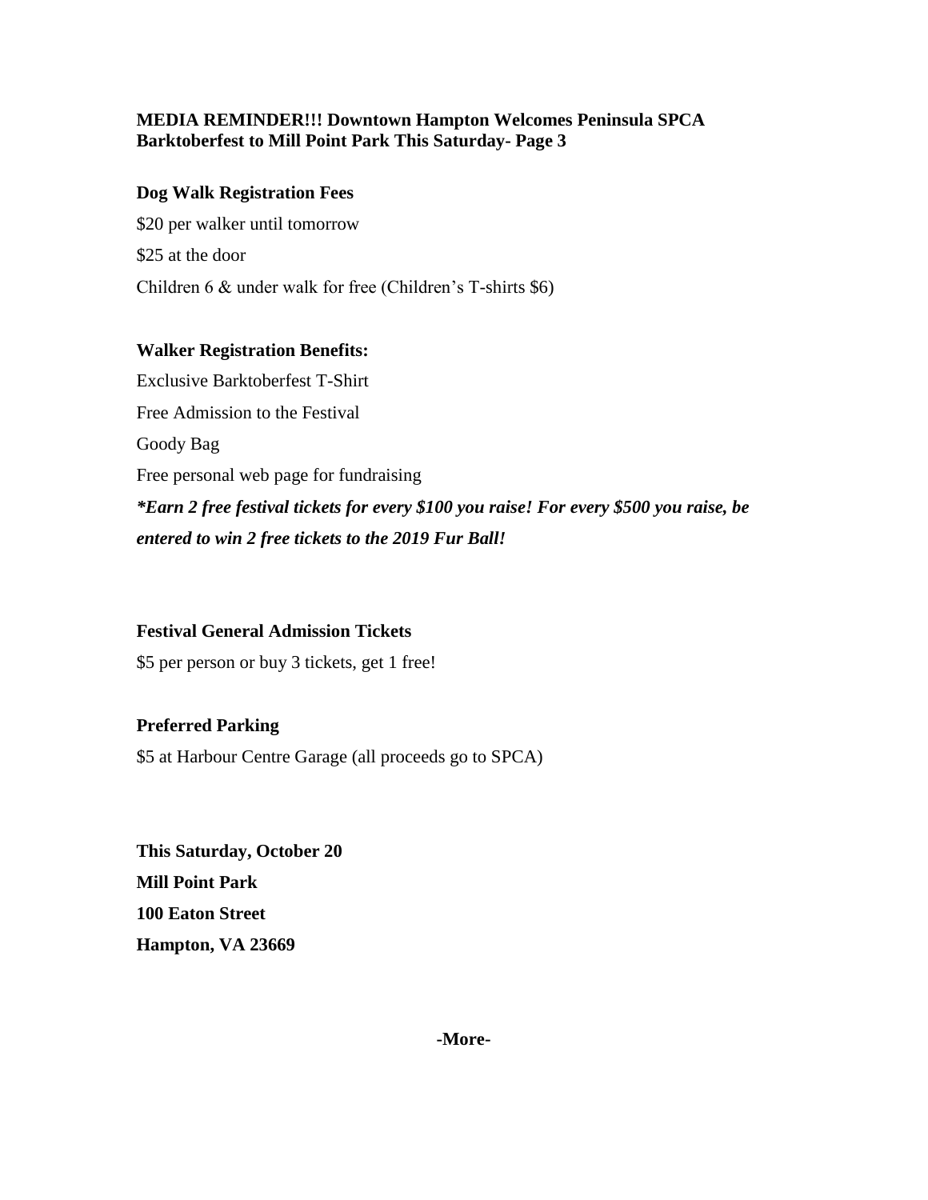**MEDIA REMINDER!!! Downtown Hampton Welcomes Peninsula SPCA Barktoberfest to Mill Point Park This Saturday- Page 3**

**Dog Walk Registration Fees**

$20 per walker until tomorrow

$25 at the door

Children 6 & under walk for free (Children's T-shirts $6)

**Walker Registration Benefits:**

Exclusive Barktoberfest T-Shirt

Free Admission to the Festival

Goody Bag

Free personal web page for fundraising

***Earn 2 free festival tickets for every $100 you raise! For every $500 you raise, be entered to win 2 free tickets to the 2019 Fur Ball!***

**Festival General Admission Tickets**

$5 per person or buy 3 tickets, get 1 free!

**Preferred Parking**

$5 at Harbour Centre Garage (all proceeds go to SPCA)

**This Saturday, October 20**
**Mill Point Park**
**100 Eaton Street**
**Hampton, VA 23669**

**-More-**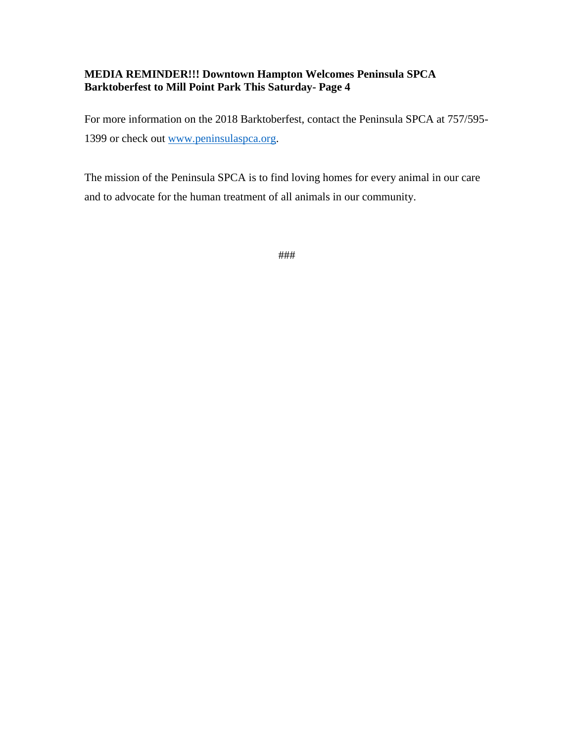For more information on the 2018 Barktoberfest, contact the Peninsula SPCA at 757/595-1399 or check out www.peninsulaspca.org.

The mission of the Peninsula SPCA is to find loving homes for every animal in our care and to advocate for the human treatment of all animals in our community.

###